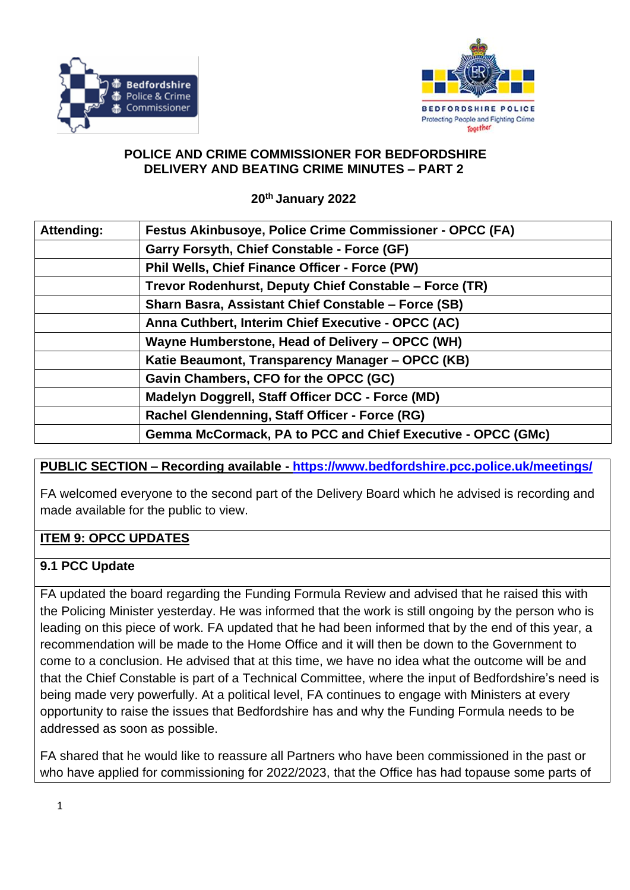**POLICE AND CRIME COMMISSIONER FOR BEDFORDSHIRE**
**DELIVERY AND BEATING CRIME MINUTES – PART 2**

**20th January 2022**

| Attending: | Festus Akinbusoye, Police Crime Commissioner - OPCC (FA) |
|---|---|
| | Garry Forsyth, Chief Constable - Force (GF) |
| | Phil Wells, Chief Finance Officer - Force (PW) |
| | Trevor Rodenhurst, Deputy Chief Constable – Force (TR) |
| | Sharn Basra, Assistant Chief Constable – Force (SB) |
| | Anna Cuthbert, Interim Chief Executive - OPCC (AC) |
| | Wayne Humberstone, Head of Delivery – OPCC (WH) |
| | Katie Beaumont, Transparency Manager – OPCC (KB) |
| | Gavin Chambers, CFO for the OPCC (GC) |
| | Madelyn Doggrell, Staff Officer DCC - Force (MD) |
| | Rachel Glendenning, Staff Officer - Force (RG) |
| | Gemma McCormack, PA to PCC and Chief Executive - OPCC (GMc) |

**PUBLIC SECTION – Recording available - https://www.bedfordshire.pcc.police.uk/meetings/**

FA welcomed everyone to the second part of the Delivery Board which he advised is recording and made available for the public to view.

**ITEM 9: OPCC UPDATES**

**9.1 PCC Update**

FA updated the board regarding the Funding Formula Review and advised that he raised this with the Policing Minister yesterday. He was informed that the work is still ongoing by the person who is leading on this piece of work. FA updated that he had been informed that by the end of this year, a recommendation will be made to the Home Office and it will then be down to the Government to come to a conclusion. He advised that at this time, we have no idea what the outcome will be and that the Chief Constable is part of a Technical Committee, where the input of Bedfordshire's need is being made very powerfully. At a political level, FA continues to engage with Ministers at every opportunity to raise the issues that Bedfordshire has and why the Funding Formula needs to be addressed as soon as possible.

FA shared that he would like to reassure all Partners who have been commissioned in the past or who have applied for commissioning for 2022/2023, that the Office has had topause some parts of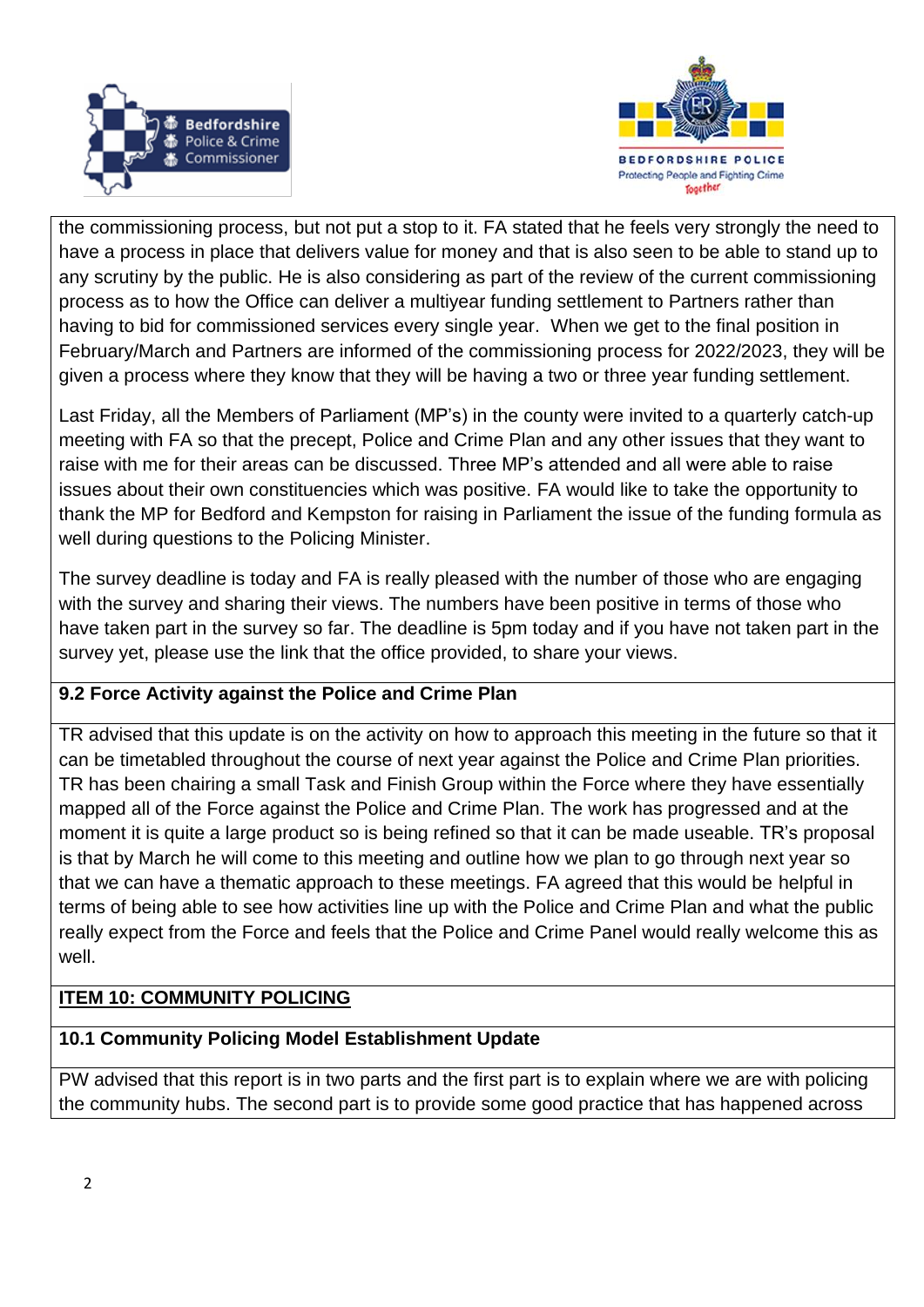the commissioning process, but not put a stop to it. FA stated that he feels very strongly the need to have a process in place that delivers value for money and that is also seen to be able to stand up to any scrutiny by the public. He is also considering as part of the review of the current commissioning process as to how the Office can deliver a multiyear funding settlement to Partners rather than having to bid for commissioned services every single year. When we get to the final position in February/March and Partners are informed of the commissioning process for 2022/2023, they will be given a process where they know that they will be having a two or three year funding settlement.

Last Friday, all the Members of Parliament (MP's) in the county were invited to a quarterly catch-up meeting with FA so that the precept, Police and Crime Plan and any other issues that they want to raise with me for their areas can be discussed. Three MP's attended and all were able to raise issues about their own constituencies which was positive. FA would like to take the opportunity to thank the MP for Bedford and Kempston for raising in Parliament the issue of the funding formula as well during questions to the Policing Minister.

The survey deadline is today and FA is really pleased with the number of those who are engaging with the survey and sharing their views. The numbers have been positive in terms of those who have taken part in the survey so far. The deadline is 5pm today and if you have not taken part in the survey yet, please use the link that the office provided, to share your views.

**9.2 Force Activity against the Police and Crime Plan**

TR advised that this update is on the activity on how to approach this meeting in the future so that it can be timetabled throughout the course of next year against the Police and Crime Plan priorities. TR has been chairing a small Task and Finish Group within the Force where they have essentially mapped all of the Force against the Police and Crime Plan. The work has progressed and at the moment it is quite a large product so is being refined so that it can be made useable. TR's proposal is that by March he will come to this meeting and outline how we plan to go through next year so that we can have a thematic approach to these meetings. FA agreed that this would be helpful in terms of being able to see how activities line up with the Police and Crime Plan and what the public really expect from the Force and feels that the Police and Crime Panel would really welcome this as well.

**ITEM 10: COMMUNITY POLICING**

**10.1 Community Policing Model Establishment Update**

PW advised that this report is in two parts and the first part is to explain where we are with policing the community hubs. The second part is to provide some good practice that has happened across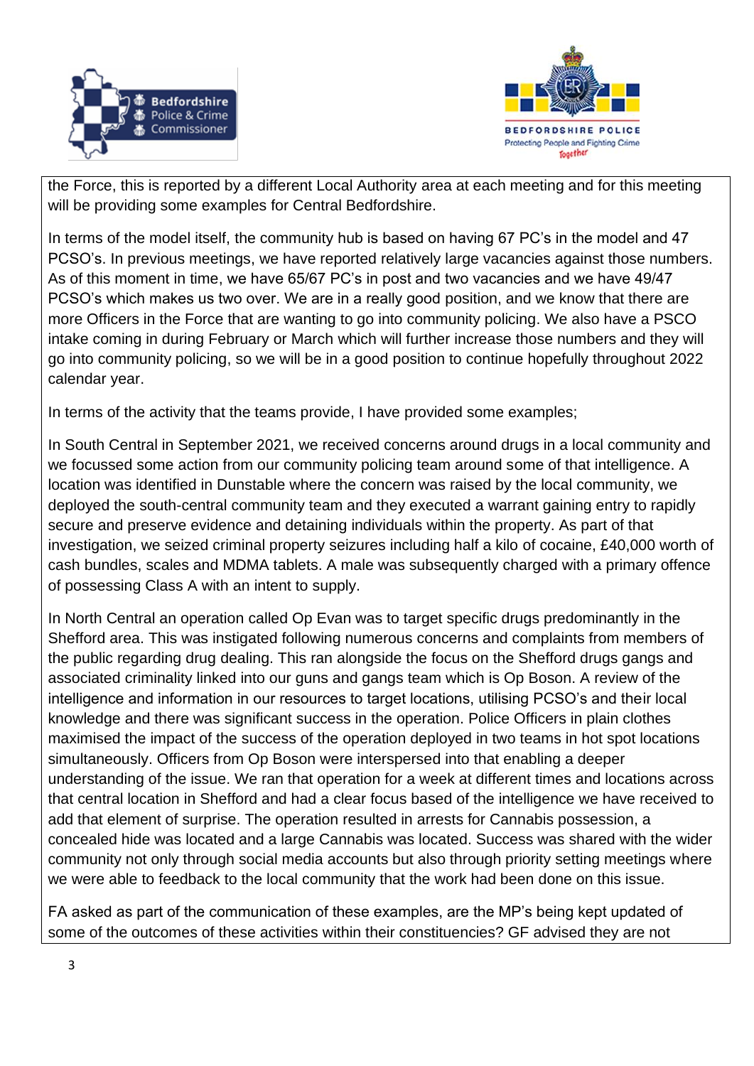the Force, this is reported by a different Local Authority area at each meeting and for this meeting will be providing some examples for Central Bedfordshire.

In terms of the model itself, the community hub is based on having 67 PC's in the model and 47 PCSO's. In previous meetings, we have reported relatively large vacancies against those numbers. As of this moment in time, we have 65/67 PC's in post and two vacancies and we have 49/47 PCSO's which makes us two over. We are in a really good position, and we know that there are more Officers in the Force that are wanting to go into community policing. We also have a PSCO intake coming in during February or March which will further increase those numbers and they will go into community policing, so we will be in a good position to continue hopefully throughout 2022 calendar year.

In terms of the activity that the teams provide, I have provided some examples;

In South Central in September 2021, we received concerns around drugs in a local community and we focussed some action from our community policing team around some of that intelligence. A location was identified in Dunstable where the concern was raised by the local community, we deployed the south-central community team and they executed a warrant gaining entry to rapidly secure and preserve evidence and detaining individuals within the property. As part of that investigation, we seized criminal property seizures including half a kilo of cocaine, £40,000 worth of cash bundles, scales and MDMA tablets. A male was subsequently charged with a primary offence of possessing Class A with an intent to supply.

In North Central an operation called Op Evan was to target specific drugs predominantly in the Shefford area. This was instigated following numerous concerns and complaints from members of the public regarding drug dealing. This ran alongside the focus on the Shefford drugs gangs and associated criminality linked into our guns and gangs team which is Op Boson. A review of the intelligence and information in our resources to target locations, utilising PCSO's and their local knowledge and there was significant success in the operation. Police Officers in plain clothes maximised the impact of the success of the operation deployed in two teams in hot spot locations simultaneously. Officers from Op Boson were interspersed into that enabling a deeper understanding of the issue. We ran that operation for a week at different times and locations across that central location in Shefford and had a clear focus based of the intelligence we have received to add that element of surprise. The operation resulted in arrests for Cannabis possession, a concealed hide was located and a large Cannabis was located. Success was shared with the wider community not only through social media accounts but also through priority setting meetings where we were able to feedback to the local community that the work had been done on this issue.

FA asked as part of the communication of these examples, are the MP's being kept updated of some of the outcomes of these activities within their constituencies? GF advised they are not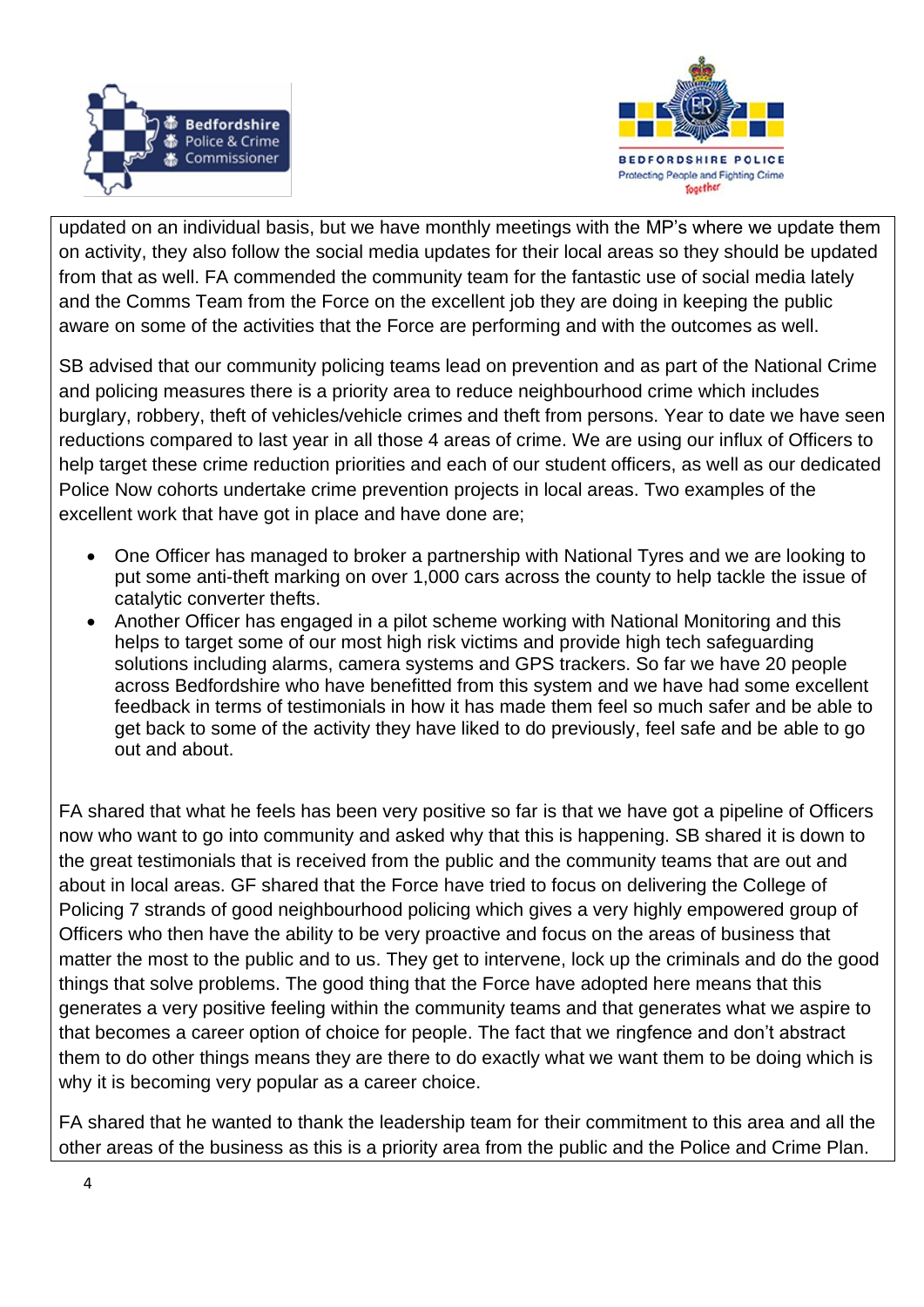updated on an individual basis, but we have monthly meetings with the MP's where we update them on activity, they also follow the social media updates for their local areas so they should be updated from that as well. FA commended the community team for the fantastic use of social media lately and the Comms Team from the Force on the excellent job they are doing in keeping the public aware on some of the activities that the Force are performing and with the outcomes as well.

SB advised that our community policing teams lead on prevention and as part of the National Crime and policing measures there is a priority area to reduce neighbourhood crime which includes burglary, robbery, theft of vehicles/vehicle crimes and theft from persons. Year to date we have seen reductions compared to last year in all those 4 areas of crime. We are using our influx of Officers to help target these crime reduction priorities and each of our student officers, as well as our dedicated Police Now cohorts undertake crime prevention projects in local areas. Two examples of the excellent work that have got in place and have done are;

- One Officer has managed to broker a partnership with National Tyres and we are looking to put some anti-theft marking on over 1,000 cars across the county to help tackle the issue of catalytic converter thefts.
- Another Officer has engaged in a pilot scheme working with National Monitoring and this helps to target some of our most high risk victims and provide high tech safeguarding solutions including alarms, camera systems and GPS trackers. So far we have 20 people across Bedfordshire who have benefitted from this system and we have had some excellent feedback in terms of testimonials in how it has made them feel so much safer and be able to get back to some of the activity they have liked to do previously, feel safe and be able to go out and about.

FA shared that what he feels has been very positive so far is that we have got a pipeline of Officers now who want to go into community and asked why that this is happening. SB shared it is down to the great testimonials that is received from the public and the community teams that are out and about in local areas. GF shared that the Force have tried to focus on delivering the College of Policing 7 strands of good neighbourhood policing which gives a very highly empowered group of Officers who then have the ability to be very proactive and focus on the areas of business that matter the most to the public and to us. They get to intervene, lock up the criminals and do the good things that solve problems. The good thing that the Force have adopted here means that this generates a very positive feeling within the community teams and that generates what we aspire to that becomes a career option of choice for people. The fact that we ringfence and don't abstract them to do other things means they are there to do exactly what we want them to be doing which is why it is becoming very popular as a career choice.

FA shared that he wanted to thank the leadership team for their commitment to this area and all the other areas of the business as this is a priority area from the public and the Police and Crime Plan.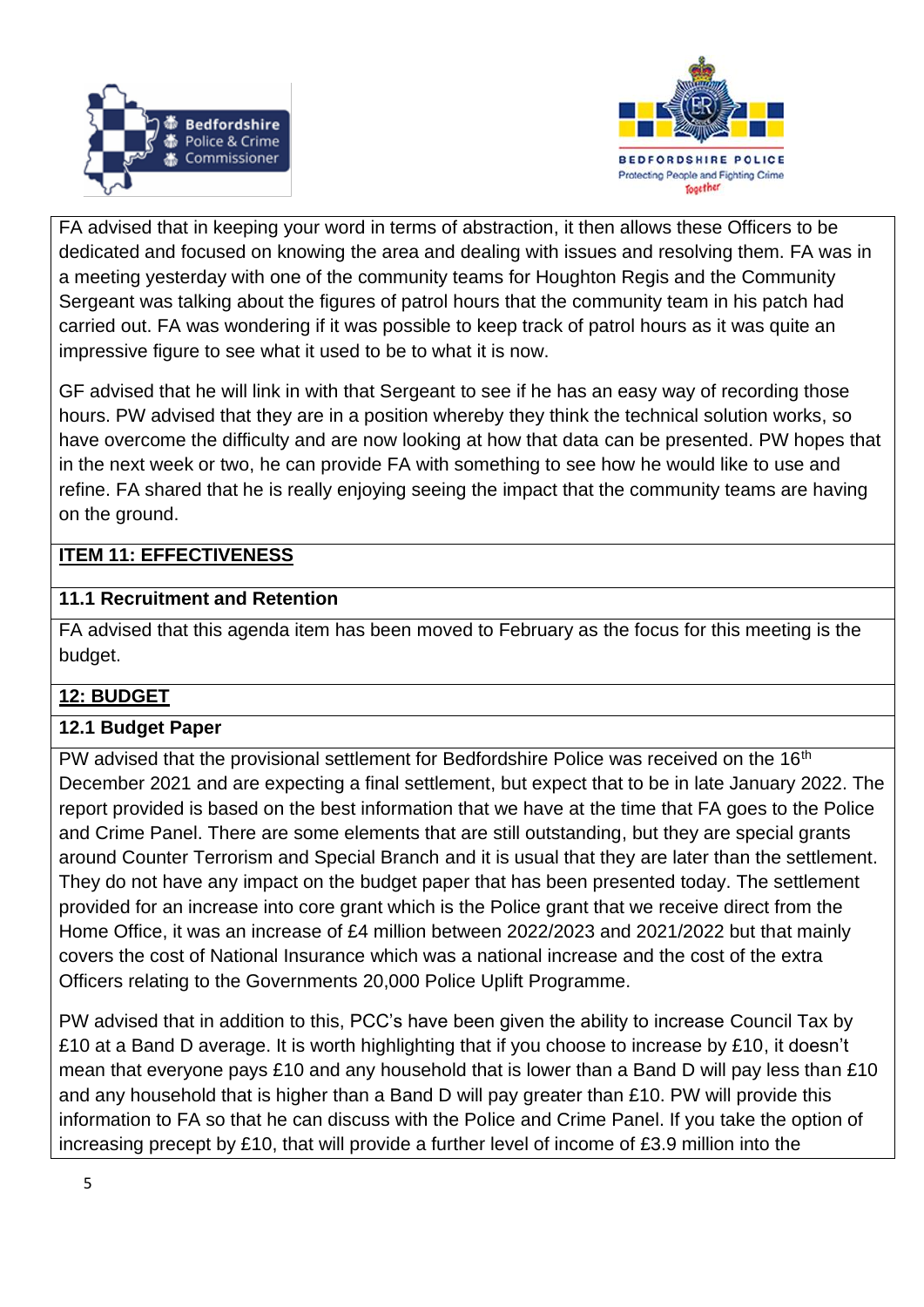FA advised that in keeping your word in terms of abstraction, it then allows these Officers to be dedicated and focused on knowing the area and dealing with issues and resolving them. FA was in a meeting yesterday with one of the community teams for Houghton Regis and the Community Sergeant was talking about the figures of patrol hours that the community team in his patch had carried out. FA was wondering if it was possible to keep track of patrol hours as it was quite an impressive figure to see what it used to be to what it is now.

GF advised that he will link in with that Sergeant to see if he has an easy way of recording those hours. PW advised that they are in a position whereby they think the technical solution works, so have overcome the difficulty and are now looking at how that data can be presented. PW hopes that in the next week or two, he can provide FA with something to see how he would like to use and refine. FA shared that he is really enjoying seeing the impact that the community teams are having on the ground.

## ITEM 11: EFFECTIVENESS

### 11.1 Recruitment and Retention

FA advised that this agenda item has been moved to February as the focus for this meeting is the budget.

## 12: BUDGET

### 12.1 Budget Paper

PW advised that the provisional settlement for Bedfordshire Police was received on the 16th December 2021 and are expecting a final settlement, but expect that to be in late January 2022. The report provided is based on the best information that we have at the time that FA goes to the Police and Crime Panel. There are some elements that are still outstanding, but they are special grants around Counter Terrorism and Special Branch and it is usual that they are later than the settlement. They do not have any impact on the budget paper that has been presented today. The settlement provided for an increase into core grant which is the Police grant that we receive direct from the Home Office, it was an increase of £4 million between 2022/2023 and 2021/2022 but that mainly covers the cost of National Insurance which was a national increase and the cost of the extra Officers relating to the Governments 20,000 Police Uplift Programme.

PW advised that in addition to this, PCC's have been given the ability to increase Council Tax by £10 at a Band D average. It is worth highlighting that if you choose to increase by £10, it doesn't mean that everyone pays £10 and any household that is lower than a Band D will pay less than £10 and any household that is higher than a Band D will pay greater than £10. PW will provide this information to FA so that he can discuss with the Police and Crime Panel. If you take the option of increasing precept by £10, that will provide a further level of income of £3.9 million into the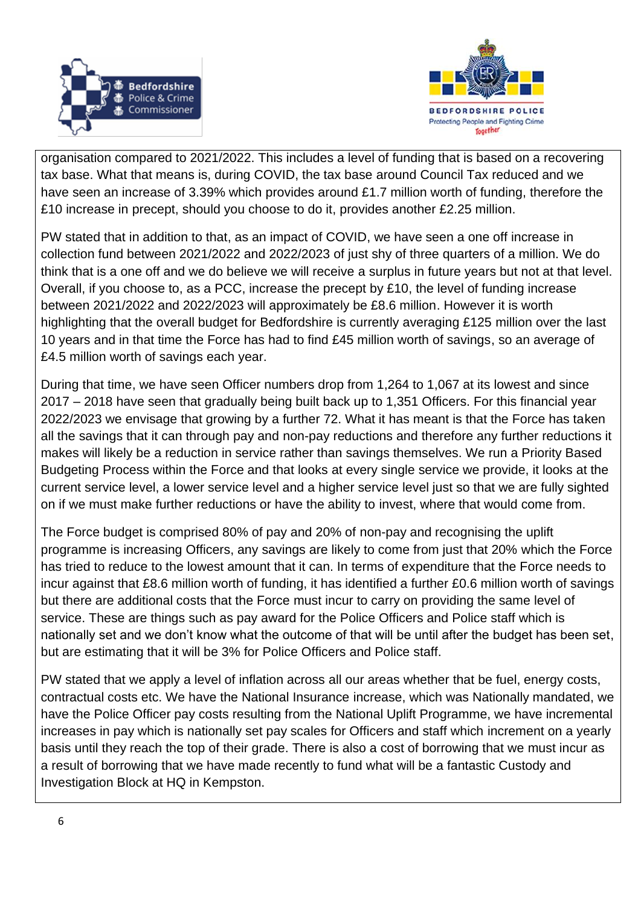organisation compared to 2021/2022. This includes a level of funding that is based on a recovering tax base. What that means is, during COVID, the tax base around Council Tax reduced and we have seen an increase of 3.39% which provides around £1.7 million worth of funding, therefore the £10 increase in precept, should you choose to do it, provides another £2.25 million.

PW stated that in addition to that, as an impact of COVID, we have seen a one off increase in collection fund between 2021/2022 and 2022/2023 of just shy of three quarters of a million. We do think that is a one off and we do believe we will receive a surplus in future years but not at that level. Overall, if you choose to, as a PCC, increase the precept by £10, the level of funding increase between 2021/2022 and 2022/2023 will approximately be £8.6 million. However it is worth highlighting that the overall budget for Bedfordshire is currently averaging £125 million over the last 10 years and in that time the Force has had to find £45 million worth of savings, so an average of £4.5 million worth of savings each year.

During that time, we have seen Officer numbers drop from 1,264 to 1,067 at its lowest and since 2017 – 2018 have seen that gradually being built back up to 1,351 Officers. For this financial year 2022/2023 we envisage that growing by a further 72. What it has meant is that the Force has taken all the savings that it can through pay and non-pay reductions and therefore any further reductions it makes will likely be a reduction in service rather than savings themselves. We run a Priority Based Budgeting Process within the Force and that looks at every single service we provide, it looks at the current service level, a lower service level and a higher service level just so that we are fully sighted on if we must make further reductions or have the ability to invest, where that would come from.

The Force budget is comprised 80% of pay and 20% of non-pay and recognising the uplift programme is increasing Officers, any savings are likely to come from just that 20% which the Force has tried to reduce to the lowest amount that it can. In terms of expenditure that the Force needs to incur against that £8.6 million worth of funding, it has identified a further £0.6 million worth of savings but there are additional costs that the Force must incur to carry on providing the same level of service. These are things such as pay award for the Police Officers and Police staff which is nationally set and we don't know what the outcome of that will be until after the budget has been set, but are estimating that it will be 3% for Police Officers and Police staff.

PW stated that we apply a level of inflation across all our areas whether that be fuel, energy costs, contractual costs etc. We have the National Insurance increase, which was Nationally mandated, we have the Police Officer pay costs resulting from the National Uplift Programme, we have incremental increases in pay which is nationally set pay scales for Officers and staff which increment on a yearly basis until they reach the top of their grade. There is also a cost of borrowing that we must incur as a result of borrowing that we have made recently to fund what will be a fantastic Custody and Investigation Block at HQ in Kempston.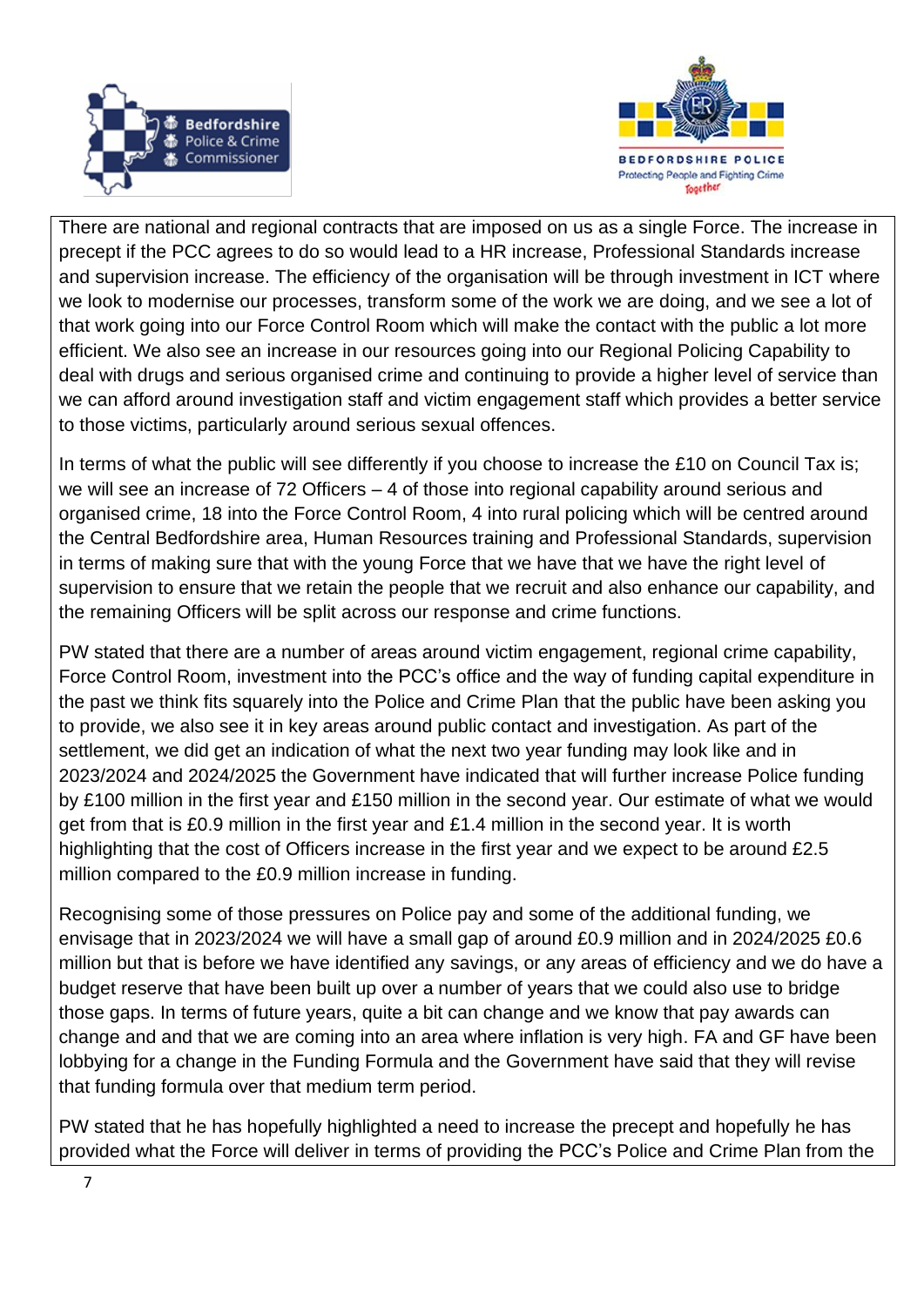There are national and regional contracts that are imposed on us as a single Force. The increase in precept if the PCC agrees to do so would lead to a HR increase, Professional Standards increase and supervision increase. The efficiency of the organisation will be through investment in ICT where we look to modernise our processes, transform some of the work we are doing, and we see a lot of that work going into our Force Control Room which will make the contact with the public a lot more efficient. We also see an increase in our resources going into our Regional Policing Capability to deal with drugs and serious organised crime and continuing to provide a higher level of service than we can afford around investigation staff and victim engagement staff which provides a better service to those victims, particularly around serious sexual offences.

In terms of what the public will see differently if you choose to increase the £10 on Council Tax is; we will see an increase of 72 Officers – 4 of those into regional capability around serious and organised crime, 18 into the Force Control Room, 4 into rural policing which will be centred around the Central Bedfordshire area, Human Resources training and Professional Standards, supervision in terms of making sure that with the young Force that we have that we have the right level of supervision to ensure that we retain the people that we recruit and also enhance our capability, and the remaining Officers will be split across our response and crime functions.

PW stated that there are a number of areas around victim engagement, regional crime capability, Force Control Room, investment into the PCC's office and the way of funding capital expenditure in the past we think fits squarely into the Police and Crime Plan that the public have been asking you to provide, we also see it in key areas around public contact and investigation. As part of the settlement, we did get an indication of what the next two year funding may look like and in 2023/2024 and 2024/2025 the Government have indicated that will further increase Police funding by £100 million in the first year and £150 million in the second year. Our estimate of what we would get from that is £0.9 million in the first year and £1.4 million in the second year. It is worth highlighting that the cost of Officers increase in the first year and we expect to be around £2.5 million compared to the £0.9 million increase in funding.

Recognising some of those pressures on Police pay and some of the additional funding, we envisage that in 2023/2024 we will have a small gap of around £0.9 million and in 2024/2025 £0.6 million but that is before we have identified any savings, or any areas of efficiency and we do have a budget reserve that have been built up over a number of years that we could also use to bridge those gaps. In terms of future years, quite a bit can change and we know that pay awards can change and and that we are coming into an area where inflation is very high. FA and GF have been lobbying for a change in the Funding Formula and the Government have said that they will revise that funding formula over that medium term period.

PW stated that he has hopefully highlighted a need to increase the precept and hopefully he has provided what the Force will deliver in terms of providing the PCC's Police and Crime Plan from the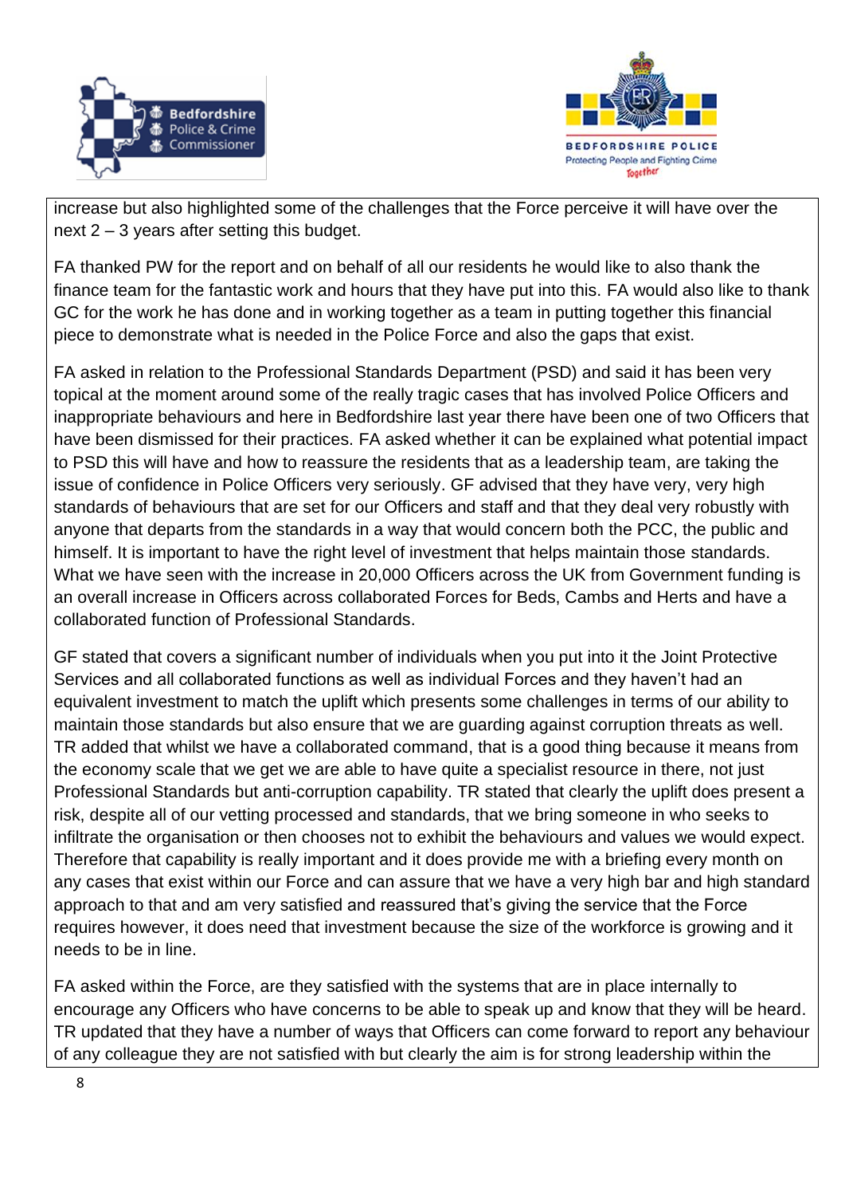increase but also highlighted some of the challenges that the Force perceive it will have over the next 2 – 3 years after setting this budget.

FA thanked PW for the report and on behalf of all our residents he would like to also thank the finance team for the fantastic work and hours that they have put into this. FA would also like to thank GC for the work he has done and in working together as a team in putting together this financial piece to demonstrate what is needed in the Police Force and also the gaps that exist.

FA asked in relation to the Professional Standards Department (PSD) and said it has been very topical at the moment around some of the really tragic cases that has involved Police Officers and inappropriate behaviours and here in Bedfordshire last year there have been one of two Officers that have been dismissed for their practices. FA asked whether it can be explained what potential impact to PSD this will have and how to reassure the residents that as a leadership team, are taking the issue of confidence in Police Officers very seriously. GF advised that they have very, very high standards of behaviours that are set for our Officers and staff and that they deal very robustly with anyone that departs from the standards in a way that would concern both the PCC, the public and himself. It is important to have the right level of investment that helps maintain those standards. What we have seen with the increase in 20,000 Officers across the UK from Government funding is an overall increase in Officers across collaborated Forces for Beds, Cambs and Herts and have a collaborated function of Professional Standards.

GF stated that covers a significant number of individuals when you put into it the Joint Protective Services and all collaborated functions as well as individual Forces and they haven't had an equivalent investment to match the uplift which presents some challenges in terms of our ability to maintain those standards but also ensure that we are guarding against corruption threats as well. TR added that whilst we have a collaborated command, that is a good thing because it means from the economy scale that we get we are able to have quite a specialist resource in there, not just Professional Standards but anti-corruption capability. TR stated that clearly the uplift does present a risk, despite all of our vetting processed and standards, that we bring someone in who seeks to infiltrate the organisation or then chooses not to exhibit the behaviours and values we would expect. Therefore that capability is really important and it does provide me with a briefing every month on any cases that exist within our Force and can assure that we have a very high bar and high standard approach to that and am very satisfied and reassured that's giving the service that the Force requires however, it does need that investment because the size of the workforce is growing and it needs to be in line.

FA asked within the Force, are they satisfied with the systems that are in place internally to encourage any Officers who have concerns to be able to speak up and know that they will be heard. TR updated that they have a number of ways that Officers can come forward to report any behaviour of any colleague they are not satisfied with but clearly the aim is for strong leadership within the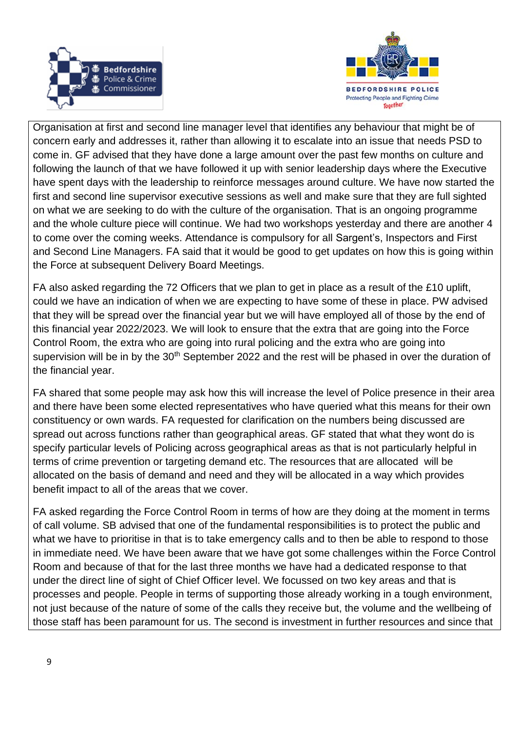Organisation at first and second line manager level that identifies any behaviour that might be of concern early and addresses it, rather than allowing it to escalate into an issue that needs PSD to come in. GF advised that they have done a large amount over the past few months on culture and following the launch of that we have followed it up with senior leadership days where the Executive have spent days with the leadership to reinforce messages around culture. We have now started the first and second line supervisor executive sessions as well and make sure that they are full sighted on what we are seeking to do with the culture of the organisation. That is an ongoing programme and the whole culture piece will continue. We had two workshops yesterday and there are another 4 to come over the coming weeks. Attendance is compulsory for all Sargent's, Inspectors and First and Second Line Managers. FA said that it would be good to get updates on how this is going within the Force at subsequent Delivery Board Meetings.

FA also asked regarding the 72 Officers that we plan to get in place as a result of the £10 uplift, could we have an indication of when we are expecting to have some of these in place. PW advised that they will be spread over the financial year but we will have employed all of those by the end of this financial year 2022/2023. We will look to ensure that the extra that are going into the Force Control Room, the extra who are going into rural policing and the extra who are going into supervision will be in by the 30th September 2022 and the rest will be phased in over the duration of the financial year.

FA shared that some people may ask how this will increase the level of Police presence in their area and there have been some elected representatives who have queried what this means for their own constituency or own wards. FA requested for clarification on the numbers being discussed are spread out across functions rather than geographical areas. GF stated that what they wont do is specify particular levels of Policing across geographical areas as that is not particularly helpful in terms of crime prevention or targeting demand etc. The resources that are allocated will be allocated on the basis of demand and need and they will be allocated in a way which provides benefit impact to all of the areas that we cover.

FA asked regarding the Force Control Room in terms of how are they doing at the moment in terms of call volume. SB advised that one of the fundamental responsibilities is to protect the public and what we have to prioritise in that is to take emergency calls and to then be able to respond to those in immediate need. We have been aware that we have got some challenges within the Force Control Room and because of that for the last three months we have had a dedicated response to that under the direct line of sight of Chief Officer level. We focussed on two key areas and that is processes and people. People in terms of supporting those already working in a tough environment, not just because of the nature of some of the calls they receive but, the volume and the wellbeing of those staff has been paramount for us. The second is investment in further resources and since that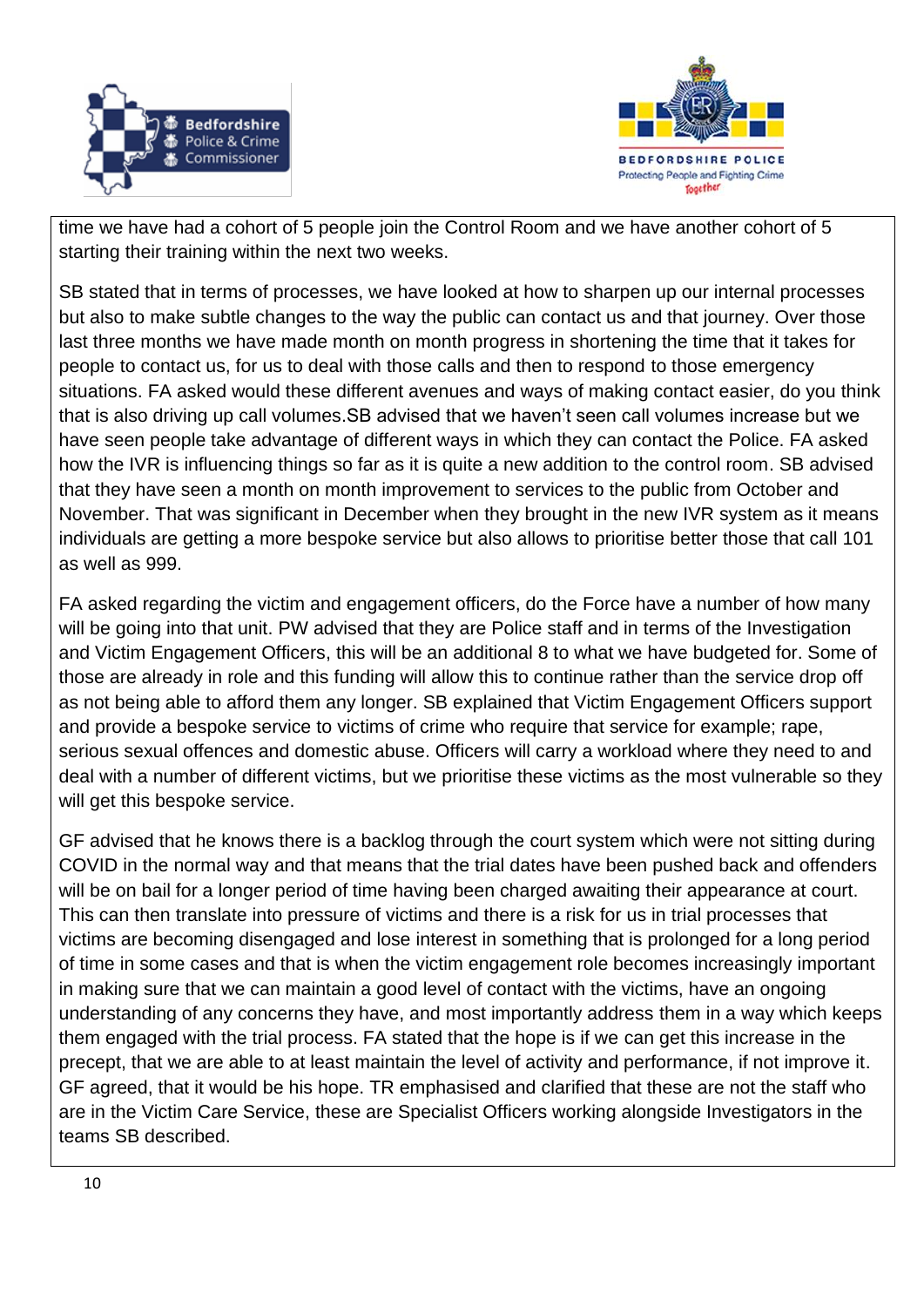time we have had a cohort of 5 people join the Control Room and we have another cohort of 5 starting their training within the next two weeks.

SB stated that in terms of processes, we have looked at how to sharpen up our internal processes but also to make subtle changes to the way the public can contact us and that journey. Over those last three months we have made month on month progress in shortening the time that it takes for people to contact us, for us to deal with those calls and then to respond to those emergency situations. FA asked would these different avenues and ways of making contact easier, do you think that is also driving up call volumes.SB advised that we haven't seen call volumes increase but we have seen people take advantage of different ways in which they can contact the Police. FA asked how the IVR is influencing things so far as it is quite a new addition to the control room. SB advised that they have seen a month on month improvement to services to the public from October and November. That was significant in December when they brought in the new IVR system as it means individuals are getting a more bespoke service but also allows to prioritise better those that call 101 as well as 999.

FA asked regarding the victim and engagement officers, do the Force have a number of how many will be going into that unit. PW advised that they are Police staff and in terms of the Investigation and Victim Engagement Officers, this will be an additional 8 to what we have budgeted for. Some of those are already in role and this funding will allow this to continue rather than the service drop off as not being able to afford them any longer. SB explained that Victim Engagement Officers support and provide a bespoke service to victims of crime who require that service for example; rape, serious sexual offences and domestic abuse. Officers will carry a workload where they need to and deal with a number of different victims, but we prioritise these victims as the most vulnerable so they will get this bespoke service.

GF advised that he knows there is a backlog through the court system which were not sitting during COVID in the normal way and that means that the trial dates have been pushed back and offenders will be on bail for a longer period of time having been charged awaiting their appearance at court. This can then translate into pressure of victims and there is a risk for us in trial processes that victims are becoming disengaged and lose interest in something that is prolonged for a long period of time in some cases and that is when the victim engagement role becomes increasingly important in making sure that we can maintain a good level of contact with the victims, have an ongoing understanding of any concerns they have, and most importantly address them in a way which keeps them engaged with the trial process. FA stated that the hope is if we can get this increase in the precept, that we are able to at least maintain the level of activity and performance, if not improve it. GF agreed, that it would be his hope. TR emphasised and clarified that these are not the staff who are in the Victim Care Service, these are Specialist Officers working alongside Investigators in the teams SB described.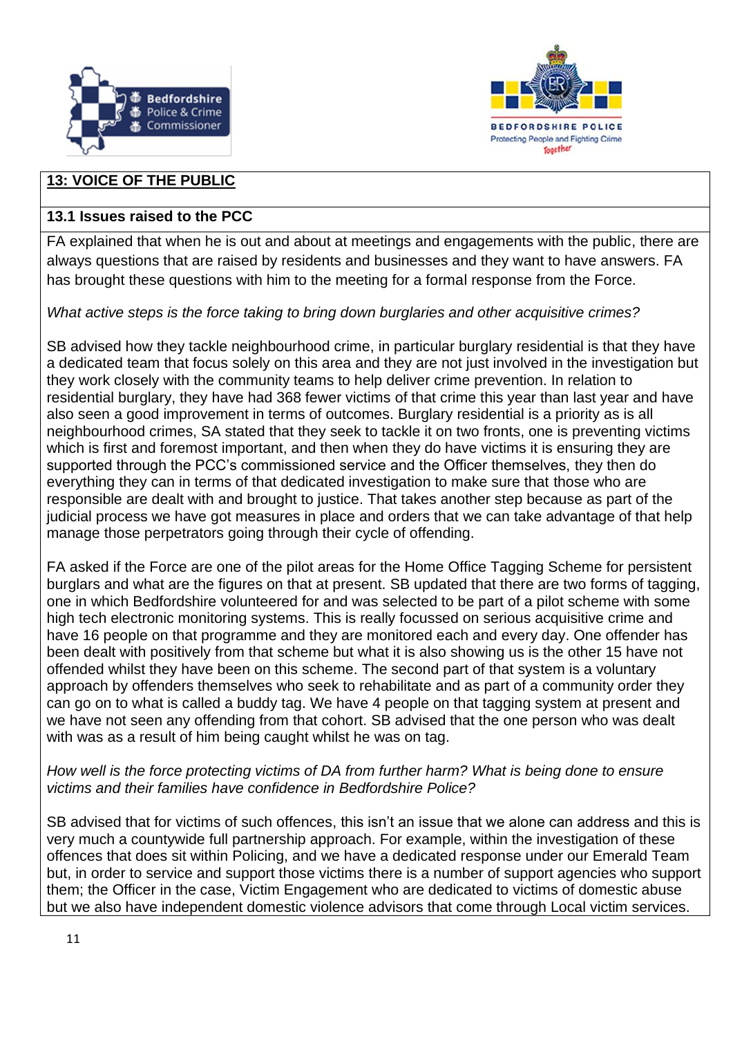## 13: VOICE OF THE PUBLIC

### 13.1 Issues raised to the PCC

FA explained that when he is out and about at meetings and engagements with the public, there are always questions that are raised by residents and businesses and they want to have answers. FA has brought these questions with him to the meeting for a formal response from the Force.

*What active steps is the force taking to bring down burglaries and other acquisitive crimes?*

SB advised how they tackle neighbourhood crime, in particular burglary residential is that they have a dedicated team that focus solely on this area and they are not just involved in the investigation but they work closely with the community teams to help deliver crime prevention. In relation to residential burglary, they have had 368 fewer victims of that crime this year than last year and have also seen a good improvement in terms of outcomes. Burglary residential is a priority as is all neighbourhood crimes, SA stated that they seek to tackle it on two fronts, one is preventing victims which is first and foremost important, and then when they do have victims it is ensuring they are supported through the PCC's commissioned service and the Officer themselves, they then do everything they can in terms of that dedicated investigation to make sure that those who are responsible are dealt with and brought to justice. That takes another step because as part of the judicial process we have got measures in place and orders that we can take advantage of that help manage those perpetrators going through their cycle of offending.

FA asked if the Force are one of the pilot areas for the Home Office Tagging Scheme for persistent burglars and what are the figures on that at present. SB updated that there are two forms of tagging, one in which Bedfordshire volunteered for and was selected to be part of a pilot scheme with some high tech electronic monitoring systems. This is really focussed on serious acquisitive crime and have 16 people on that programme and they are monitored each and every day. One offender has been dealt with positively from that scheme but what it is also showing us is the other 15 have not offended whilst they have been on this scheme. The second part of that system is a voluntary approach by offenders themselves who seek to rehabilitate and as part of a community order they can go on to what is called a buddy tag. We have 4 people on that tagging system at present and we have not seen any offending from that cohort. SB advised that the one person who was dealt with was as a result of him being caught whilst he was on tag.

*How well is the force protecting victims of DA from further harm? What is being done to ensure victims and their families have confidence in Bedfordshire Police?*

SB advised that for victims of such offences, this isn't an issue that we alone can address and this is very much a countywide full partnership approach. For example, within the investigation of these offences that does sit within Policing, and we have a dedicated response under our Emerald Team but, in order to service and support those victims there is a number of support agencies who support them; the Officer in the case, Victim Engagement who are dedicated to victims of domestic abuse but we also have independent domestic violence advisors that come through Local victim services.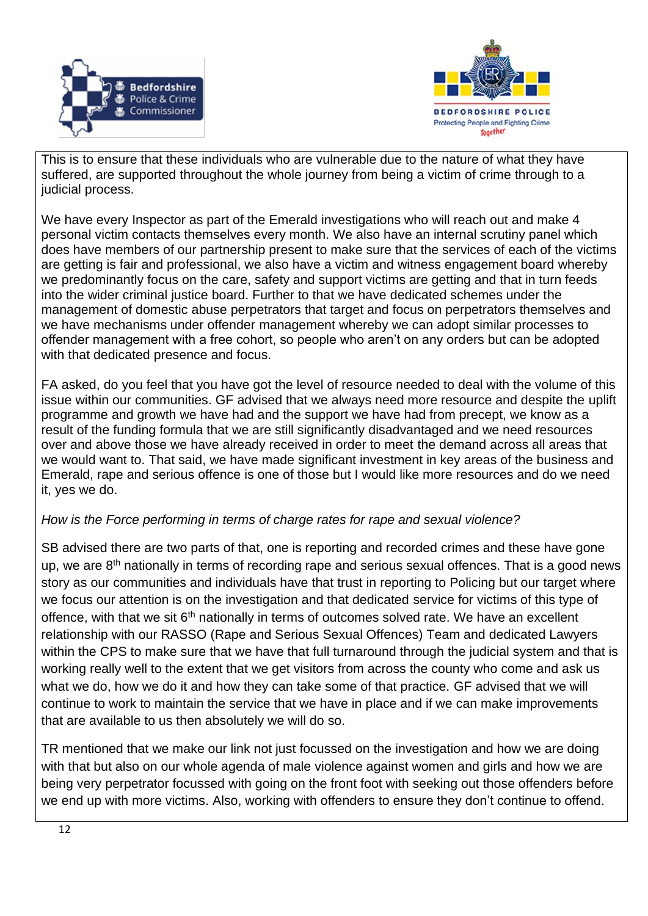This is to ensure that these individuals who are vulnerable due to the nature of what they have suffered, are supported throughout the whole journey from being a victim of crime through to a judicial process.

We have every Inspector as part of the Emerald investigations who will reach out and make 4 personal victim contacts themselves every month. We also have an internal scrutiny panel which does have members of our partnership present to make sure that the services of each of the victims are getting is fair and professional, we also have a victim and witness engagement board whereby we predominantly focus on the care, safety and support victims are getting and that in turn feeds into the wider criminal justice board. Further to that we have dedicated schemes under the management of domestic abuse perpetrators that target and focus on perpetrators themselves and we have mechanisms under offender management whereby we can adopt similar processes to offender management with a free cohort, so people who aren't on any orders but can be adopted with that dedicated presence and focus.

FA asked, do you feel that you have got the level of resource needed to deal with the volume of this issue within our communities. GF advised that we always need more resource and despite the uplift programme and growth we have had and the support we have had from precept, we know as a result of the funding formula that we are still significantly disadvantaged and we need resources over and above those we have already received in order to meet the demand across all areas that we would want to. That said, we have made significant investment in key areas of the business and Emerald, rape and serious offence is one of those but I would like more resources and do we need it, yes we do.

*How is the Force performing in terms of charge rates for rape and sexual violence?*

SB advised there are two parts of that, one is reporting and recorded crimes and these have gone up, we are 8th nationally in terms of recording rape and serious sexual offences. That is a good news story as our communities and individuals have that trust in reporting to Policing but our target where we focus our attention is on the investigation and that dedicated service for victims of this type of offence, with that we sit 6th nationally in terms of outcomes solved rate. We have an excellent relationship with our RASSO (Rape and Serious Sexual Offences) Team and dedicated Lawyers within the CPS to make sure that we have that full turnaround through the judicial system and that is working really well to the extent that we get visitors from across the county who come and ask us what we do, how we do it and how they can take some of that practice. GF advised that we will continue to work to maintain the service that we have in place and if we can make improvements that are available to us then absolutely we will do so.

TR mentioned that we make our link not just focussed on the investigation and how we are doing with that but also on our whole agenda of male violence against women and girls and how we are being very perpetrator focussed with going on the front foot with seeking out those offenders before we end up with more victims. Also, working with offenders to ensure they don't continue to offend.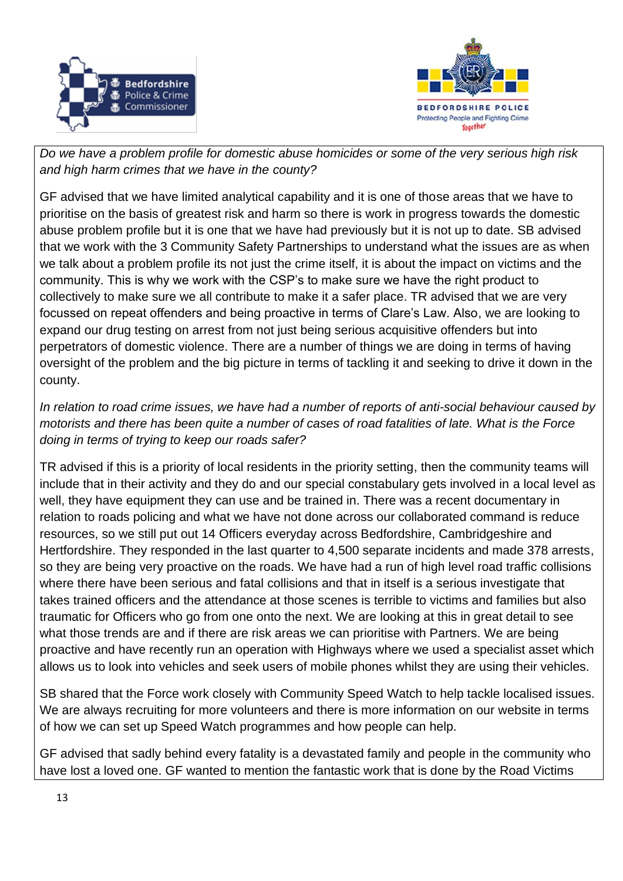*Do we have a problem profile for domestic abuse homicides or some of the very serious high risk and high harm crimes that we have in the county?*

GF advised that we have limited analytical capability and it is one of those areas that we have to prioritise on the basis of greatest risk and harm so there is work in progress towards the domestic abuse problem profile but it is one that we have had previously but it is not up to date. SB advised that we work with the 3 Community Safety Partnerships to understand what the issues are as when we talk about a problem profile its not just the crime itself, it is about the impact on victims and the community. This is why we work with the CSP's to make sure we have the right product to collectively to make sure we all contribute to make it a safer place. TR advised that we are very focussed on repeat offenders and being proactive in terms of Clare's Law. Also, we are looking to expand our drug testing on arrest from not just being serious acquisitive offenders but into perpetrators of domestic violence. There are a number of things we are doing in terms of having oversight of the problem and the big picture in terms of tackling it and seeking to drive it down in the county.

*In relation to road crime issues, we have had a number of reports of anti-social behaviour caused by motorists and there has been quite a number of cases of road fatalities of late. What is the Force doing in terms of trying to keep our roads safer?*

TR advised if this is a priority of local residents in the priority setting, then the community teams will include that in their activity and they do and our special constabulary gets involved in a local level as well, they have equipment they can use and be trained in. There was a recent documentary in relation to roads policing and what we have not done across our collaborated command is reduce resources, so we still put out 14 Officers everyday across Bedfordshire, Cambridgeshire and Hertfordshire. They responded in the last quarter to 4,500 separate incidents and made 378 arrests, so they are being very proactive on the roads. We have had a run of high level road traffic collisions where there have been serious and fatal collisions and that in itself is a serious investigate that takes trained officers and the attendance at those scenes is terrible to victims and families but also traumatic for Officers who go from one onto the next. We are looking at this in great detail to see what those trends are and if there are risk areas we can prioritise with Partners. We are being proactive and have recently run an operation with Highways where we used a specialist asset which allows us to look into vehicles and seek users of mobile phones whilst they are using their vehicles.

SB shared that the Force work closely with Community Speed Watch to help tackle localised issues. We are always recruiting for more volunteers and there is more information on our website in terms of how we can set up Speed Watch programmes and how people can help.

GF advised that sadly behind every fatality is a devastated family and people in the community who have lost a loved one. GF wanted to mention the fantastic work that is done by the Road Victims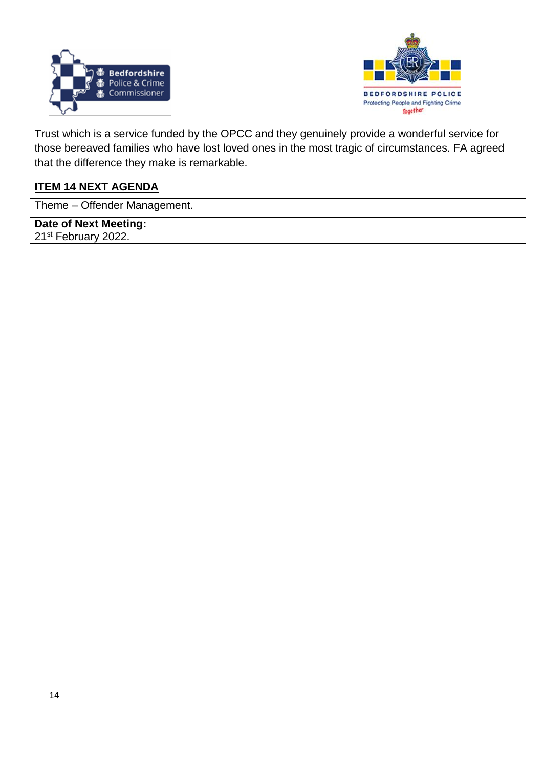Trust which is a service funded by the OPCC and they genuinely provide a wonderful service for those bereaved families who have lost loved ones in the most tragic of circumstances. FA agreed that the difference they make is remarkable.

**ITEM 14 NEXT AGENDA**

Theme – Offender Management.

**Date of Next Meeting:**
21st February 2022.